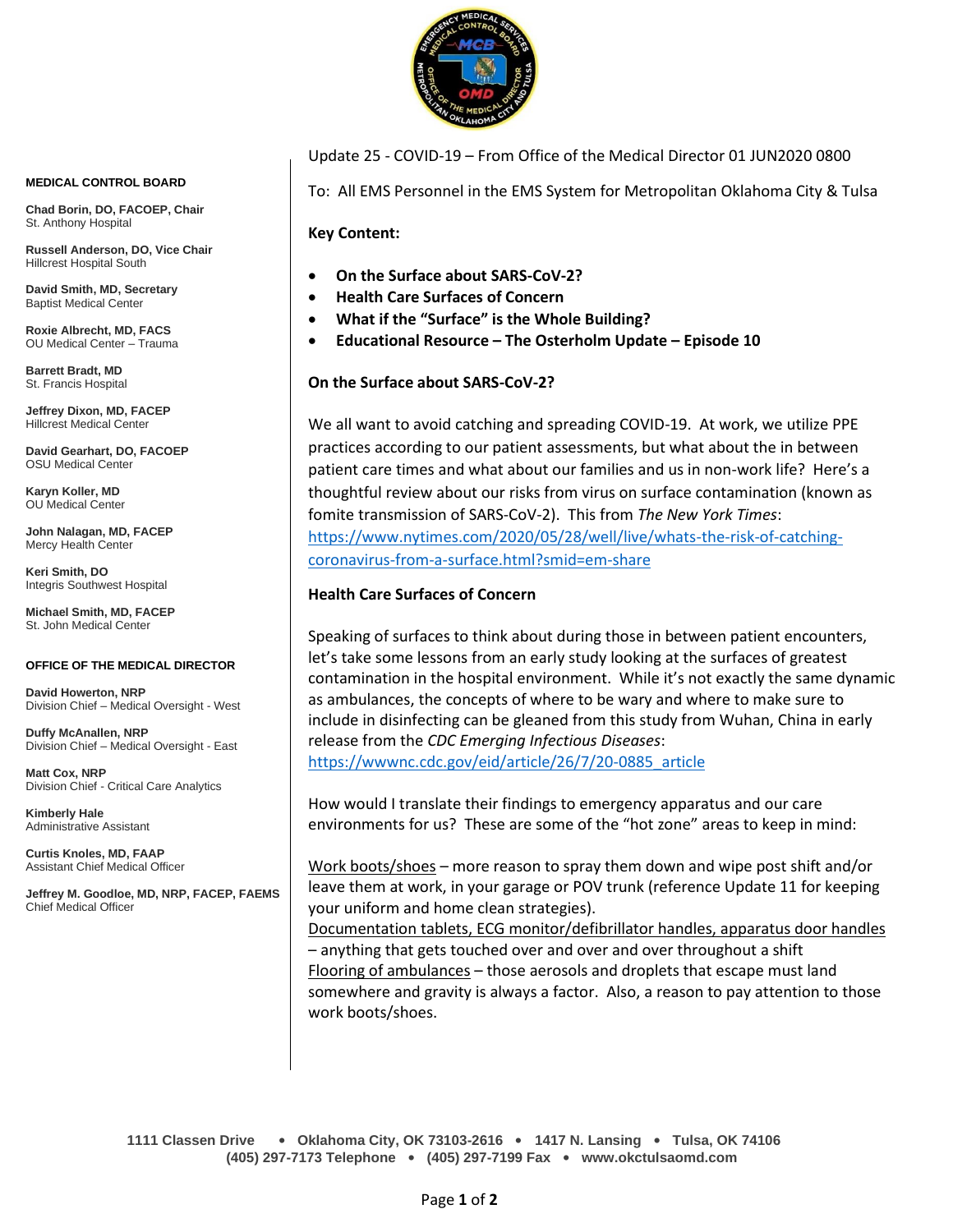Update 25 - COVID-19 – From Office of the Medical Director 01 JUN2020 0800

To: All EMS Personnel in the EMS System for Metropolitan Oklahoma City & Tulsa

**Key Content:**

- **On the Surface about SARS-CoV-2?**
- **Health Care Surfaces of Concern**
- **What if the "Surface" is the Whole Building?**
- **Educational Resource – The Osterholm Update – Episode 10**

**MEDICAL CONTROL BOARD**

**Chad Borin, DO, FACOEP, Chair**
St. Anthony Hospital

**Russell Anderson, DO, Vice Chair**
Hillcrest Hospital South

**David Smith, MD, Secretary**
Baptist Medical Center

**Roxie Albrecht, MD, FACS**
OU Medical Center – Trauma

**Barrett Bradt, MD**
St. Francis Hospital

**Jeffrey Dixon, MD, FACEP**
Hillcrest Medical Center

**David Gearhart, DO, FACOEP**
OSU Medical Center

**Karyn Koller, MD**
OU Medical Center

**John Nalagan, MD, FACEP**
Mercy Health Center

**Keri Smith, DO**
Integris Southwest Hospital

**Michael Smith, MD, FACEP**
St. John Medical Center

**OFFICE OF THE MEDICAL DIRECTOR**

**David Howerton, NRP**
Division Chief – Medical Oversight - West

**Duffy McAnallen, NRP**
Division Chief – Medical Oversight - East

**Matt Cox, NRP**
Division Chief - Critical Care Analytics

**Kimberly Hale**
Administrative Assistant

**Curtis Knoles, MD, FAAP**
Assistant Chief Medical Officer

**Jeffrey M. Goodloe, MD, NRP, FACEP, FAEMS**
Chief Medical Officer

## On the Surface about SARS-CoV-2?

We all want to avoid catching and spreading COVID-19. At work, we utilize PPE practices according to our patient assessments, but what about the in between patient care times and what about our families and us in non-work life? Here's a thoughtful review about our risks from virus on surface contamination (known as fomite transmission of SARS-CoV-2). This from *The New York Times*: https://www.nytimes.com/2020/05/28/well/live/whats-the-risk-of-catching-coronavirus-from-a-surface.html?smid=em-share

## Health Care Surfaces of Concern

Speaking of surfaces to think about during those in between patient encounters, let's take some lessons from an early study looking at the surfaces of greatest contamination in the hospital environment. While it's not exactly the same dynamic as ambulances, the concepts of where to be wary and where to make sure to include in disinfecting can be gleaned from this study from Wuhan, China in early release from the *CDC Emerging Infectious Diseases*: https://wwwnc.cdc.gov/eid/article/26/7/20-0885_article

How would I translate their findings to emergency apparatus and our care environments for us? These are some of the "hot zone" areas to keep in mind:

<u>Work boots/shoes</u> – more reason to spray them down and wipe post shift and/or leave them at work, in your garage or POV trunk (reference Update 11 for keeping your uniform and home clean strategies).
<u>Documentation tablets, ECG monitor/defibrillator handles, apparatus door handles</u> – anything that gets touched over and over throughout a shift
<u>Flooring of ambulances</u> – those aerosols and droplets that escape must land somewhere and gravity is always a factor. Also, a reason to pay attention to those work boots/shoes.

**1111 Classen Drive • Oklahoma City, OK 73103-2616 • 1417 N. Lansing • Tulsa, OK 74106**
**(405) 297-7173 Telephone • (405) 297-7199 Fax • www.okctulsaomd.com**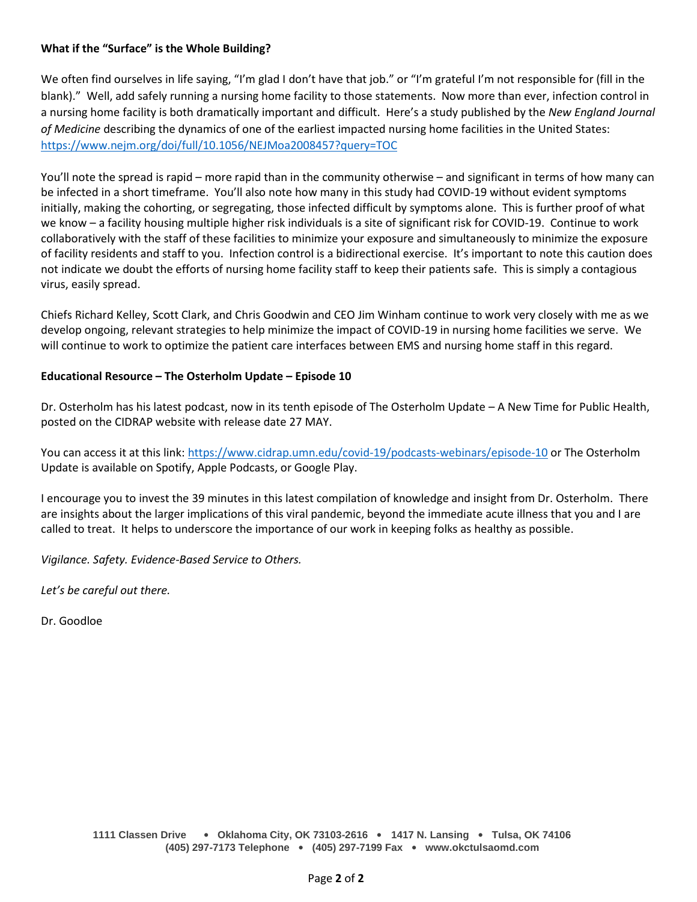**What if the "Surface" is the Whole Building?**

We often find ourselves in life saying, "I'm glad I don't have that job." or "I'm grateful I'm not responsible for (fill in the blank)." Well, add safely running a nursing home facility to those statements. Now more than ever, infection control in a nursing home facility is both dramatically important and difficult. Here's a study published by the *New England Journal of Medicine* describing the dynamics of one of the earliest impacted nursing home facilities in the United States: https://www.nejm.org/doi/full/10.1056/NEJMoa2008457?query=TOC

You'll note the spread is rapid – more rapid than in the community otherwise – and significant in terms of how many can be infected in a short timeframe. You'll also note how many in this study had COVID-19 without evident symptoms initially, making the cohorting, or segregating, those infected difficult by symptoms alone. This is further proof of what we know – a facility housing multiple higher risk individuals is a site of significant risk for COVID-19. Continue to work collaboratively with the staff of these facilities to minimize your exposure and simultaneously to minimize the exposure of facility residents and staff to you. Infection control is a bidirectional exercise. It's important to note this caution does not indicate we doubt the efforts of nursing home facility staff to keep their patients safe. This is simply a contagious virus, easily spread.

Chiefs Richard Kelley, Scott Clark, and Chris Goodwin and CEO Jim Winham continue to work very closely with me as we develop ongoing, relevant strategies to help minimize the impact of COVID-19 in nursing home facilities we serve. We will continue to work to optimize the patient care interfaces between EMS and nursing home staff in this regard.

**Educational Resource – The Osterholm Update – Episode 10**

Dr. Osterholm has his latest podcast, now in its tenth episode of The Osterholm Update – A New Time for Public Health, posted on the CIDRAP website with release date 27 MAY.

You can access it at this link: https://www.cidrap.umn.edu/covid-19/podcasts-webinars/episode-10 or The Osterholm Update is available on Spotify, Apple Podcasts, or Google Play.

I encourage you to invest the 39 minutes in this latest compilation of knowledge and insight from Dr. Osterholm. There are insights about the larger implications of this viral pandemic, beyond the immediate acute illness that you and I are called to treat. It helps to underscore the importance of our work in keeping folks as healthy as possible.

*Vigilance. Safety. Evidence-Based Service to Others.*

*Let's be careful out there.*

Dr. Goodloe

**1111 Classen Drive • Oklahoma City, OK 73103-2616 • 1417 N. Lansing • Tulsa, OK 74106**
**(405) 297-7173 Telephone • (405) 297-7199 Fax • www.okctulsaomd.com**